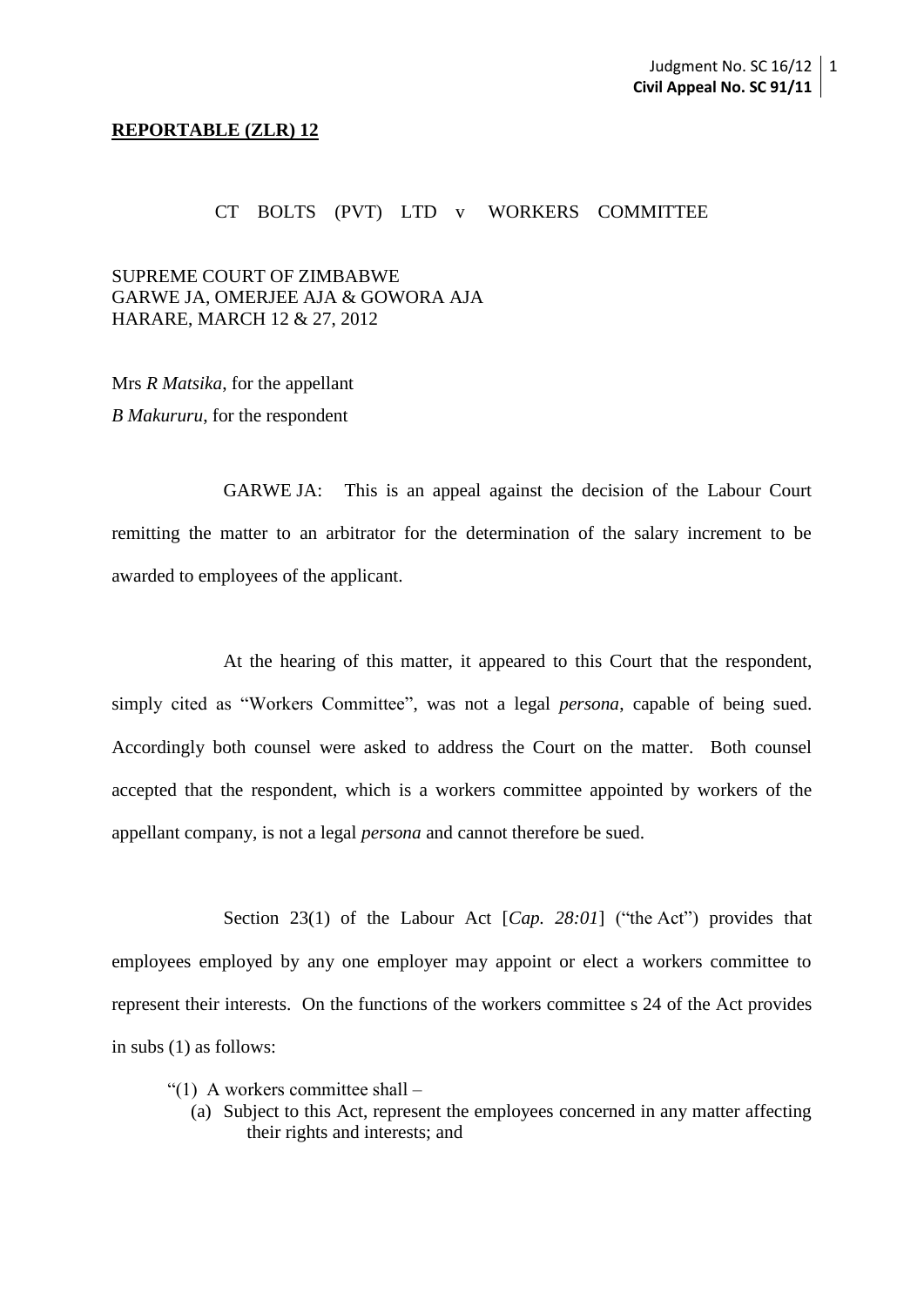**REPORTABLE (ZLR) 12**

CT BOLTS (PVT) LTD v WORKERS COMMITTEE

SUPREME COURT OF ZIMBABWE
GARWE JA, OMERJEE AJA & GOWORA AJA
HARARE, MARCH 12 & 27, 2012

Mrs *R Matsika*, for the appellant
*B Makururu*, for the respondent

GARWE JA: This is an appeal against the decision of the Labour Court remitting the matter to an arbitrator for the determination of the salary increment to be awarded to employees of the applicant.

At the hearing of this matter, it appeared to this Court that the respondent, simply cited as "Workers Committee", was not a legal *persona*, capable of being sued. Accordingly both counsel were asked to address the Court on the matter. Both counsel accepted that the respondent, which is a workers committee appointed by workers of the appellant company, is not a legal *persona* and cannot therefore be sued.

Section 23(1) of the Labour Act [*Cap. 28:01*] ("the Act") provides that employees employed by any one employer may appoint or elect a workers committee to represent their interests. On the functions of the workers committee s 24 of the Act provides in subs (1) as follows:

> "(1) A workers committee shall –
> (a) Subject to this Act, represent the employees concerned in any matter affecting their rights and interests; and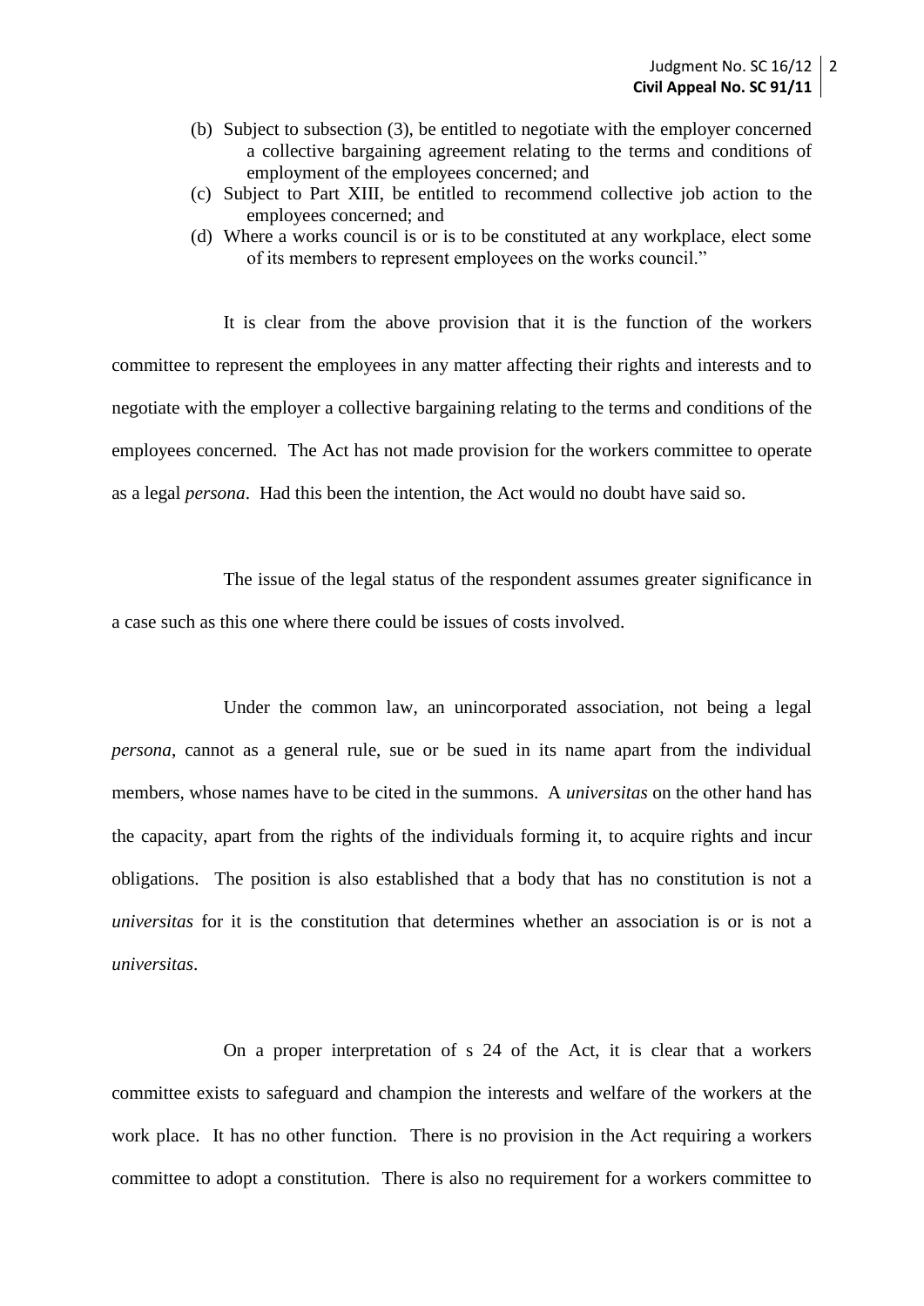(b) Subject to subsection (3), be entitled to negotiate with the employer concerned a collective bargaining agreement relating to the terms and conditions of employment of the employees concerned; and

(c) Subject to Part XIII, be entitled to recommend collective job action to the employees concerned; and

(d) Where a works council is or is to be constituted at any workplace, elect some of its members to represent employees on the works council."

It is clear from the above provision that it is the function of the workers committee to represent the employees in any matter affecting their rights and interests and to negotiate with the employer a collective bargaining relating to the terms and conditions of the employees concerned. The Act has not made provision for the workers committee to operate as a legal *persona*. Had this been the intention, the Act would no doubt have said so.

The issue of the legal status of the respondent assumes greater significance in a case such as this one where there could be issues of costs involved.

Under the common law, an unincorporated association, not being a legal *persona*, cannot as a general rule, sue or be sued in its name apart from the individual members, whose names have to be cited in the summons. A *universitas* on the other hand has the capacity, apart from the rights of the individuals forming it, to acquire rights and incur obligations. The position is also established that a body that has no constitution is not a *universitas* for it is the constitution that determines whether an association is or is not a *universitas*.

On a proper interpretation of s 24 of the Act, it is clear that a workers committee exists to safeguard and champion the interests and welfare of the workers at the work place. It has no other function. There is no provision in the Act requiring a workers committee to adopt a constitution. There is also no requirement for a workers committee to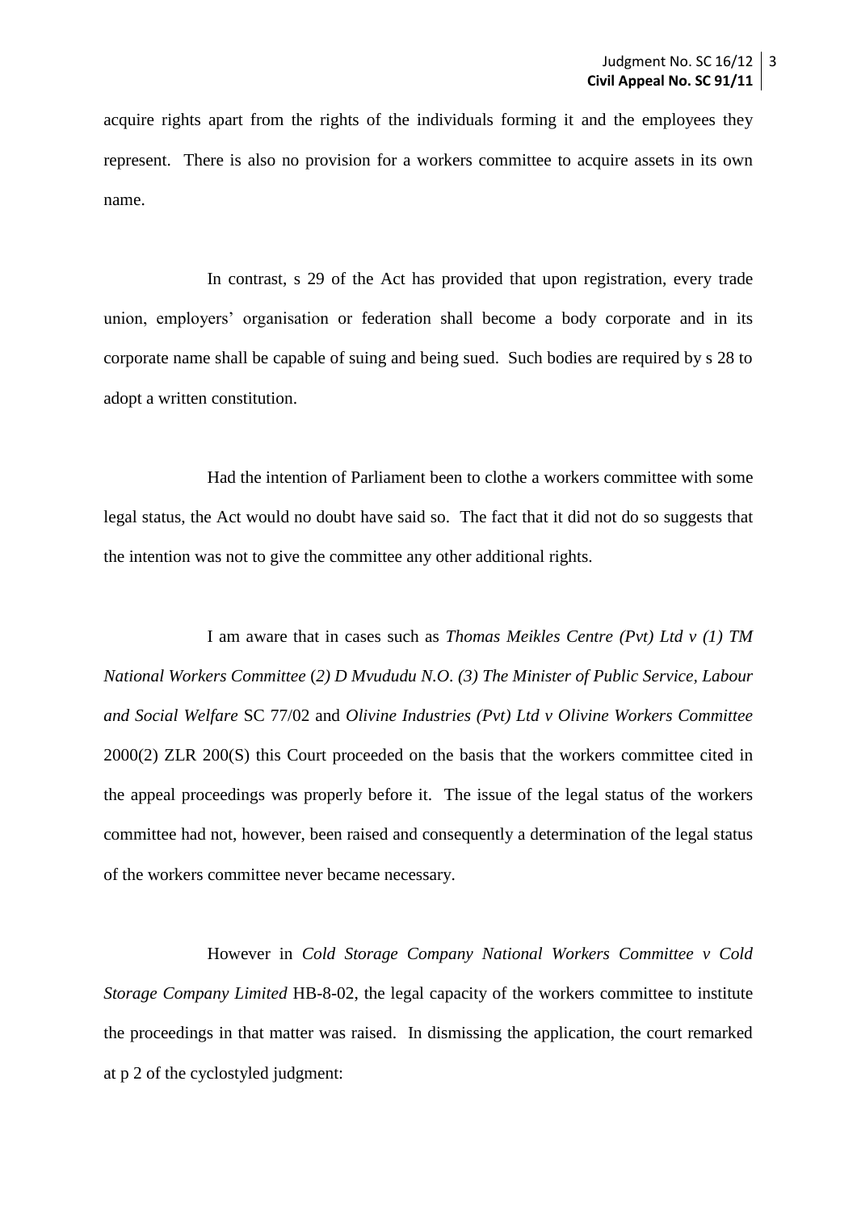acquire rights apart from the rights of the individuals forming it and the employees they represent. There is also no provision for a workers committee to acquire assets in its own name.

In contrast, s 29 of the Act has provided that upon registration, every trade union, employers' organisation or federation shall become a body corporate and in its corporate name shall be capable of suing and being sued. Such bodies are required by s 28 to adopt a written constitution.

Had the intention of Parliament been to clothe a workers committee with some legal status, the Act would no doubt have said so. The fact that it did not do so suggests that the intention was not to give the committee any other additional rights.

I am aware that in cases such as *Thomas Meikles Centre (Pvt) Ltd v (1) TM National Workers Committee (2) D Mvududu N.O. (3) The Minister of Public Service, Labour and Social Welfare* SC 77/02 and *Olivine Industries (Pvt) Ltd v Olivine Workers Committee* 2000(2) ZLR 200(S) this Court proceeded on the basis that the workers committee cited in the appeal proceedings was properly before it. The issue of the legal status of the workers committee had not, however, been raised and consequently a determination of the legal status of the workers committee never became necessary.

However in *Cold Storage Company National Workers Committee v Cold Storage Company Limited* HB-8-02, the legal capacity of the workers committee to institute the proceedings in that matter was raised. In dismissing the application, the court remarked at p 2 of the cyclostyled judgment: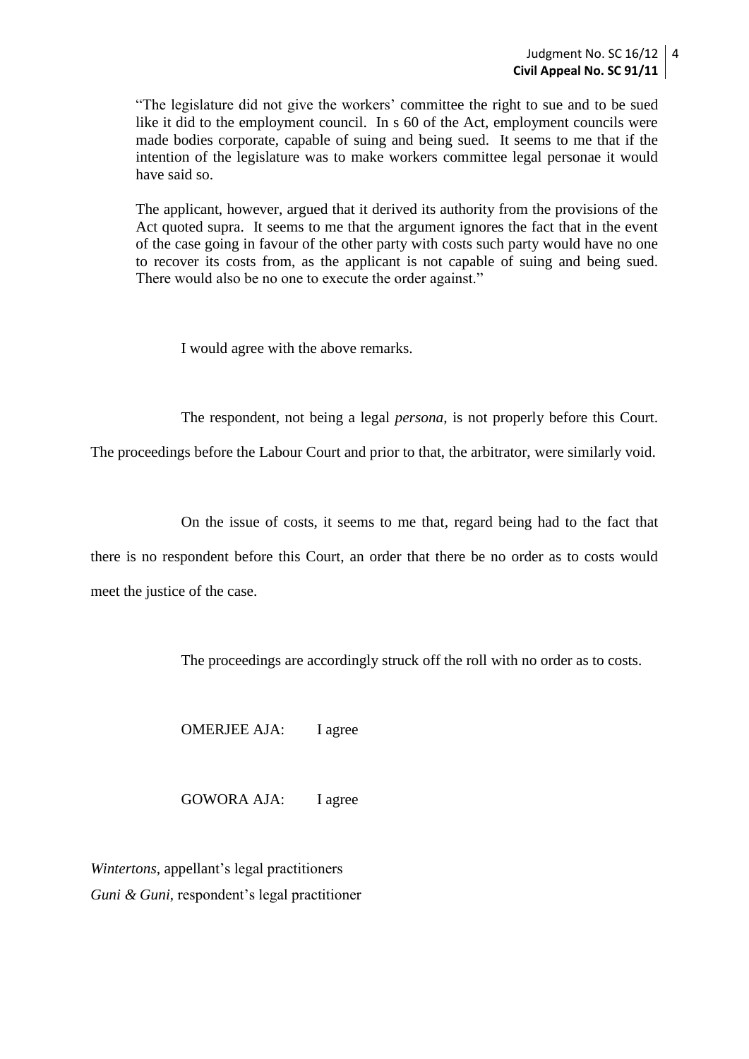> "The legislature did not give the workers' committee the right to sue and to be sued like it did to the employment council. In s 60 of the Act, employment councils were made bodies corporate, capable of suing and being sued. It seems to me that if the intention of the legislature was to make workers committee legal personae it would have said so.
>
> The applicant, however, argued that it derived its authority from the provisions of the Act quoted supra. It seems to me that the argument ignores the fact that in the event of the case going in favour of the other party with costs such party would have no one to recover its costs from, as the applicant is not capable of suing and being sued. There would also be no one to execute the order against."

I would agree with the above remarks.

The respondent, not being a legal *persona*, is not properly before this Court. The proceedings before the Labour Court and prior to that, the arbitrator, were similarly void.

On the issue of costs, it seems to me that, regard being had to the fact that there is no respondent before this Court, an order that there be no order as to costs would meet the justice of the case.

The proceedings are accordingly struck off the roll with no order as to costs.

OMERJEE AJA: I agree

GOWORA AJA: I agree

*Wintertons*, appellant's legal practitioners

*Guni & Guni*, respondent's legal practitioner